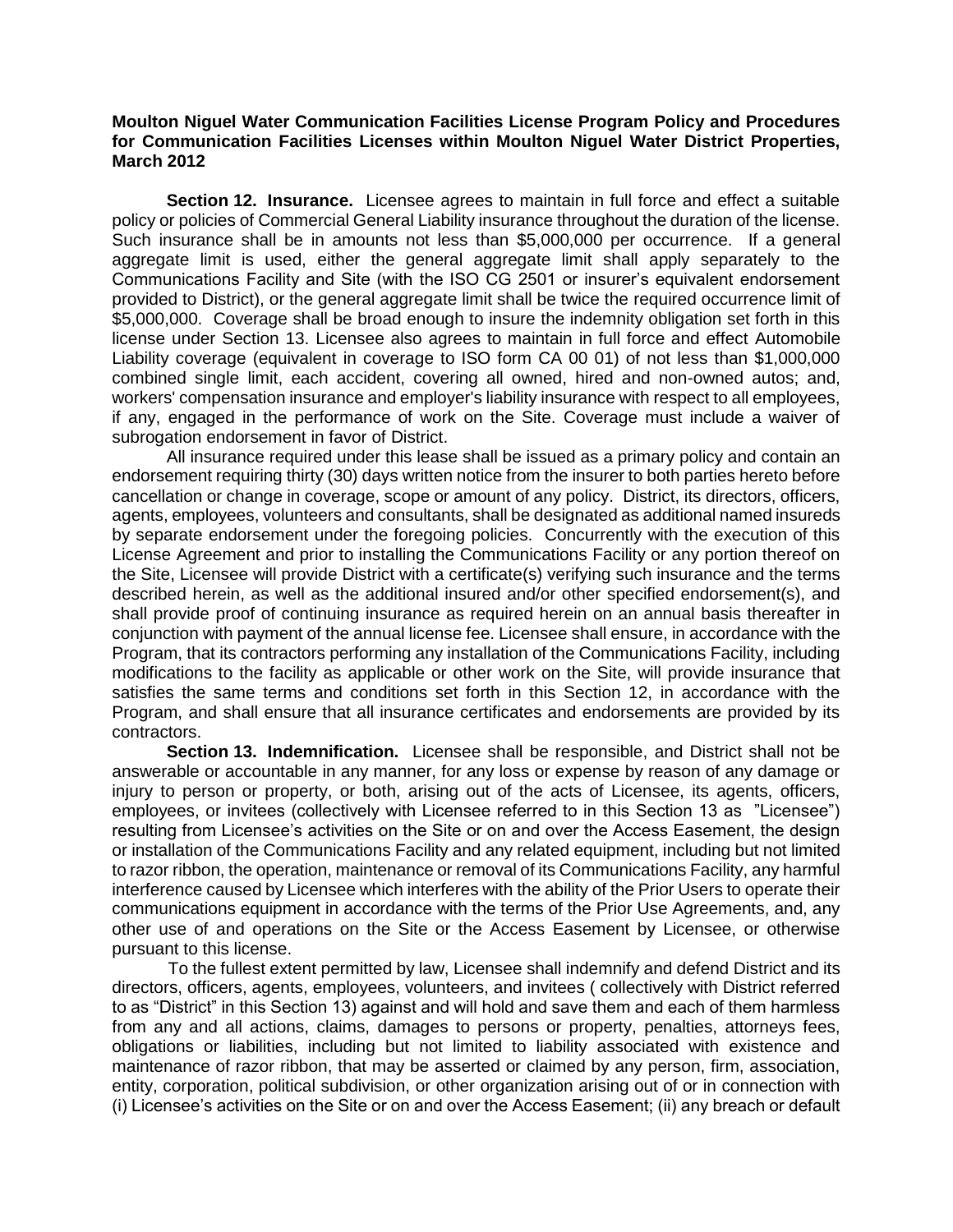**Moulton Niguel Water Communication Facilities License Program Policy and Procedures for Communication Facilities Licenses within Moulton Niguel Water District Properties, March 2012**

**Section 12. Insurance.** Licensee agrees to maintain in full force and effect a suitable policy or policies of Commercial General Liability insurance throughout the duration of the license. Such insurance shall be in amounts not less than $5,000,000 per occurrence. If a general aggregate limit is used, either the general aggregate limit shall apply separately to the Communications Facility and Site (with the ISO CG 2501 or insurer's equivalent endorsement provided to District), or the general aggregate limit shall be twice the required occurrence limit of $5,000,000. Coverage shall be broad enough to insure the indemnity obligation set forth in this license under Section 13. Licensee also agrees to maintain in full force and effect Automobile Liability coverage (equivalent in coverage to ISO form CA 00 01) of not less than $1,000,000 combined single limit, each accident, covering all owned, hired and non-owned autos; and, workers' compensation insurance and employer's liability insurance with respect to all employees, if any, engaged in the performance of work on the Site. Coverage must include a waiver of subrogation endorsement in favor of District.

All insurance required under this lease shall be issued as a primary policy and contain an endorsement requiring thirty (30) days written notice from the insurer to both parties hereto before cancellation or change in coverage, scope or amount of any policy. District, its directors, officers, agents, employees, volunteers and consultants, shall be designated as additional named insureds by separate endorsement under the foregoing policies. Concurrently with the execution of this License Agreement and prior to installing the Communications Facility or any portion thereof on the Site, Licensee will provide District with a certificate(s) verifying such insurance and the terms described herein, as well as the additional insured and/or other specified endorsement(s), and shall provide proof of continuing insurance as required herein on an annual basis thereafter in conjunction with payment of the annual license fee. Licensee shall ensure, in accordance with the Program, that its contractors performing any installation of the Communications Facility, including modifications to the facility as applicable or other work on the Site, will provide insurance that satisfies the same terms and conditions set forth in this Section 12, in accordance with the Program, and shall ensure that all insurance certificates and endorsements are provided by its contractors.

**Section 13. Indemnification.** Licensee shall be responsible, and District shall not be answerable or accountable in any manner, for any loss or expense by reason of any damage or injury to person or property, or both, arising out of the acts of Licensee, its agents, officers, employees, or invitees (collectively with Licensee referred to in this Section 13 as "Licensee") resulting from Licensee's activities on the Site or on and over the Access Easement, the design or installation of the Communications Facility and any related equipment, including but not limited to razor ribbon, the operation, maintenance or removal of its Communications Facility, any harmful interference caused by Licensee which interferes with the ability of the Prior Users to operate their communications equipment in accordance with the terms of the Prior Use Agreements, and, any other use of and operations on the Site or the Access Easement by Licensee, or otherwise pursuant to this license.

To the fullest extent permitted by law, Licensee shall indemnify and defend District and its directors, officers, agents, employees, volunteers, and invitees ( collectively with District referred to as "District" in this Section 13) against and will hold and save them and each of them harmless from any and all actions, claims, damages to persons or property, penalties, attorneys fees, obligations or liabilities, including but not limited to liability associated with existence and maintenance of razor ribbon, that may be asserted or claimed by any person, firm, association, entity, corporation, political subdivision, or other organization arising out of or in connection with (i) Licensee's activities on the Site or on and over the Access Easement; (ii) any breach or default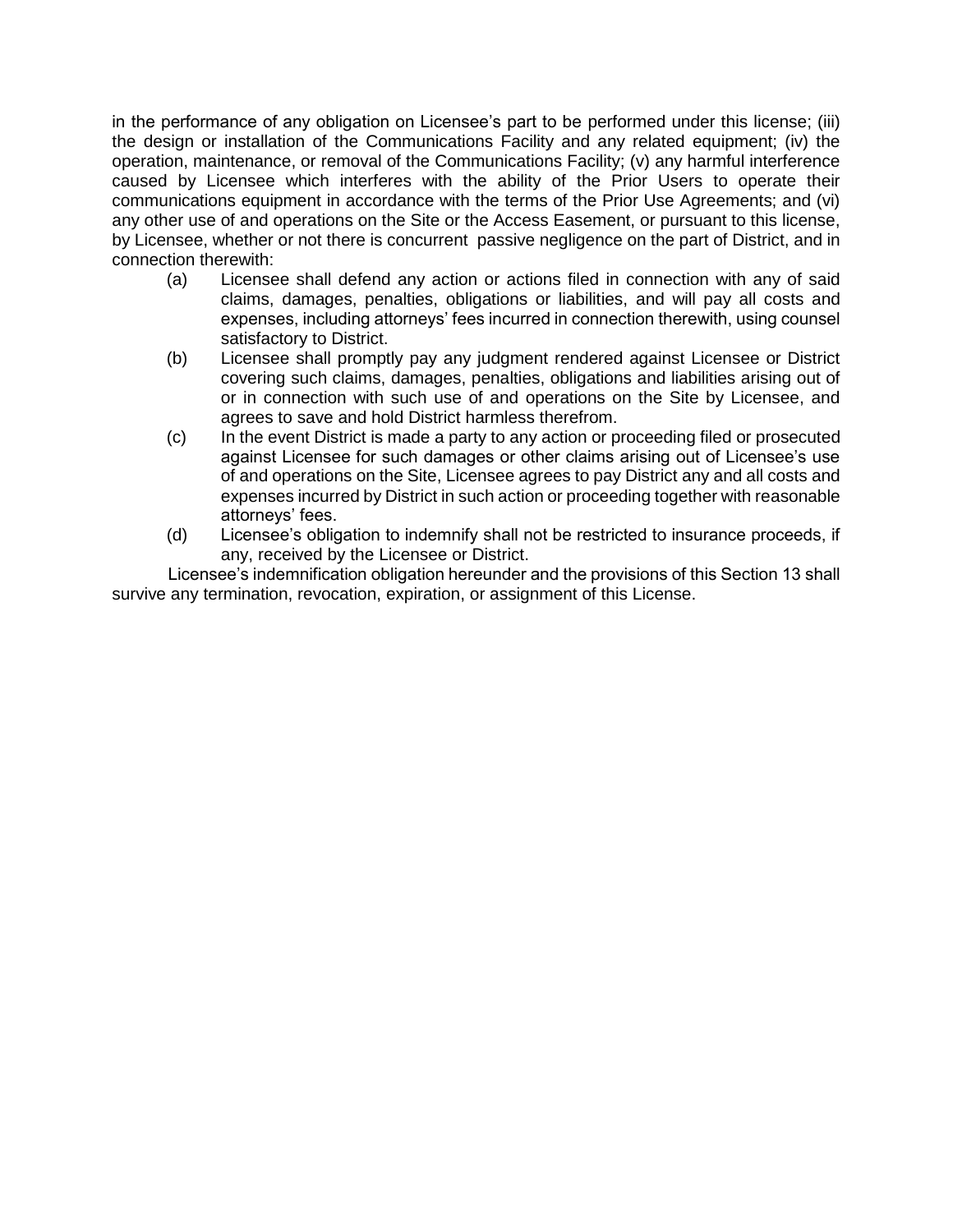in the performance of any obligation on Licensee's part to be performed under this license; (iii) the design or installation of the Communications Facility and any related equipment; (iv) the operation, maintenance, or removal of the Communications Facility; (v) any harmful interference caused by Licensee which interferes with the ability of the Prior Users to operate their communications equipment in accordance with the terms of the Prior Use Agreements; and (vi) any other use of and operations on the Site or the Access Easement, or pursuant to this license, by Licensee, whether or not there is concurrent passive negligence on the part of District, and in connection therewith:

(a) Licensee shall defend any action or actions filed in connection with any of said claims, damages, penalties, obligations or liabilities, and will pay all costs and expenses, including attorneys' fees incurred in connection therewith, using counsel satisfactory to District.

(b) Licensee shall promptly pay any judgment rendered against Licensee or District covering such claims, damages, penalties, obligations and liabilities arising out of or in connection with such use of and operations on the Site by Licensee, and agrees to save and hold District harmless therefrom.

(c) In the event District is made a party to any action or proceeding filed or prosecuted against Licensee for such damages or other claims arising out of Licensee's use of and operations on the Site, Licensee agrees to pay District any and all costs and expenses incurred by District in such action or proceeding together with reasonable attorneys' fees.

(d) Licensee's obligation to indemnify shall not be restricted to insurance proceeds, if any, received by the Licensee or District.

Licensee's indemnification obligation hereunder and the provisions of this Section 13 shall survive any termination, revocation, expiration, or assignment of this License.